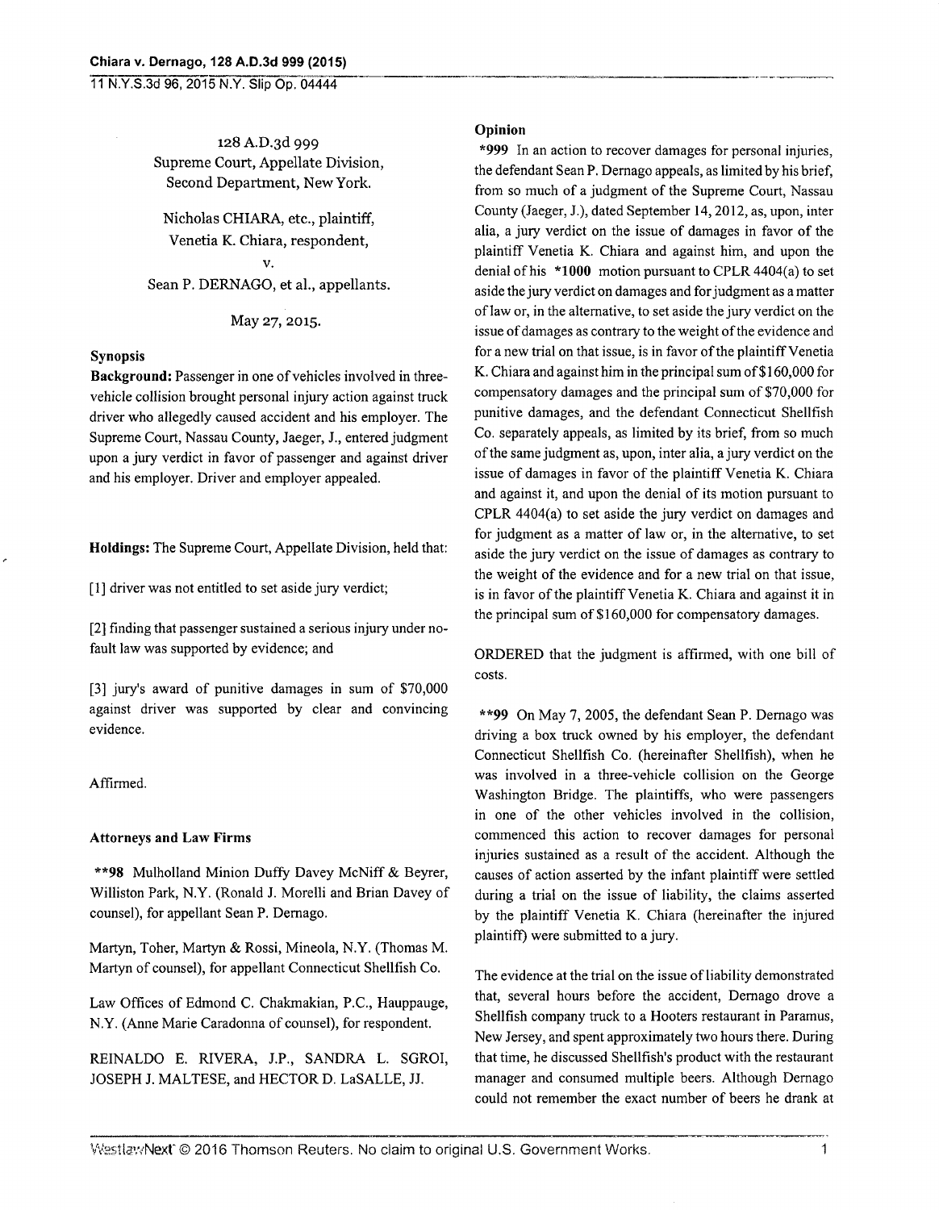128 A.D.3d 999
Supreme Court, Appellate Division,
Second Department, New York.

Nicholas CHIARA, etc., plaintiff,
Venetia K. Chiara, respondent,
v.
Sean P. DERNAGO, et al., appellants.

May 27, 2015.

### Synopsis

**Background:** Passenger in one of vehicles involved in three-vehicle collision brought personal injury action against truck driver who allegedly caused accident and his employer. The Supreme Court, Nassau County, Jaeger, J., entered judgment upon a jury verdict in favor of passenger and against driver and his employer. Driver and employer appealed.

**Holdings:** The Supreme Court, Appellate Division, held that:

[1] driver was not entitled to set aside jury verdict;

[2] finding that passenger sustained a serious injury under no-fault law was supported by evidence; and

[3] jury's award of punitive damages in sum of $70,000 against driver was supported by clear and convincing evidence.

Affirmed.

### Attorneys and Law Firms

**98 Mulholland Minion Duffy Davey McNiff & Beyrer, Williston Park, N.Y. (Ronald J. Morelli and Brian Davey of counsel), for appellant Sean P. Dernago.

Martyn, Toher, Martyn & Rossi, Mineola, N.Y. (Thomas M. Martyn of counsel), for appellant Connecticut Shellfish Co.

Law Offices of Edmond C. Chakmakian, P.C., Hauppauge, N.Y. (Anne Marie Caradonna of counsel), for respondent.

REINALDO E. RIVERA, J.P., SANDRA L. SGROI, JOSEPH J. MALTESE, and HECTOR D. LaSALLE, JJ.

### Opinion

*999 In an action to recover damages for personal injuries, the defendant Sean P. Dernago appeals, as limited by his brief, from so much of a judgment of the Supreme Court, Nassau County (Jaeger, J.), dated September 14, 2012, as, upon, inter alia, a jury verdict on the issue of damages in favor of the plaintiff Venetia K. Chiara and against him, and upon the denial of his *1000 motion pursuant to CPLR 4404(a) to set aside the jury verdict on damages and for judgment as a matter of law or, in the alternative, to set aside the jury verdict on the issue of damages as contrary to the weight of the evidence and for a new trial on that issue, is in favor of the plaintiff Venetia K. Chiara and against him in the principal sum of $160,000 for compensatory damages and the principal sum of $70,000 for punitive damages, and the defendant Connecticut Shellfish Co. separately appeals, as limited by its brief, from so much of the same judgment as, upon, inter alia, a jury verdict on the issue of damages in favor of the plaintiff Venetia K. Chiara and against it, and upon the denial of its motion pursuant to CPLR 4404(a) to set aside the jury verdict on damages and for judgment as a matter of law or, in the alternative, to set aside the jury verdict on the issue of damages as contrary to the weight of the evidence and for a new trial on that issue, is in favor of the plaintiff Venetia K. Chiara and against it in the principal sum of $160,000 for compensatory damages.

ORDERED that the judgment is affirmed, with one bill of costs.

**99 On May 7, 2005, the defendant Sean P. Dernago was driving a box truck owned by his employer, the defendant Connecticut Shellfish Co. (hereinafter Shellfish), when he was involved in a three-vehicle collision on the George Washington Bridge. The plaintiffs, who were passengers in one of the other vehicles involved in the collision, commenced this action to recover damages for personal injuries sustained as a result of the accident. Although the causes of action asserted by the infant plaintiff were settled during a trial on the issue of liability, the claims asserted by the plaintiff Venetia K. Chiara (hereinafter the injured plaintiff) were submitted to a jury.

The evidence at the trial on the issue of liability demonstrated that, several hours before the accident, Dernago drove a Shellfish company truck to a Hooters restaurant in Paramus, New Jersey, and spent approximately two hours there. During that time, he discussed Shellfish's product with the restaurant manager and consumed multiple beers. Although Dernago could not remember the exact number of beers he drank at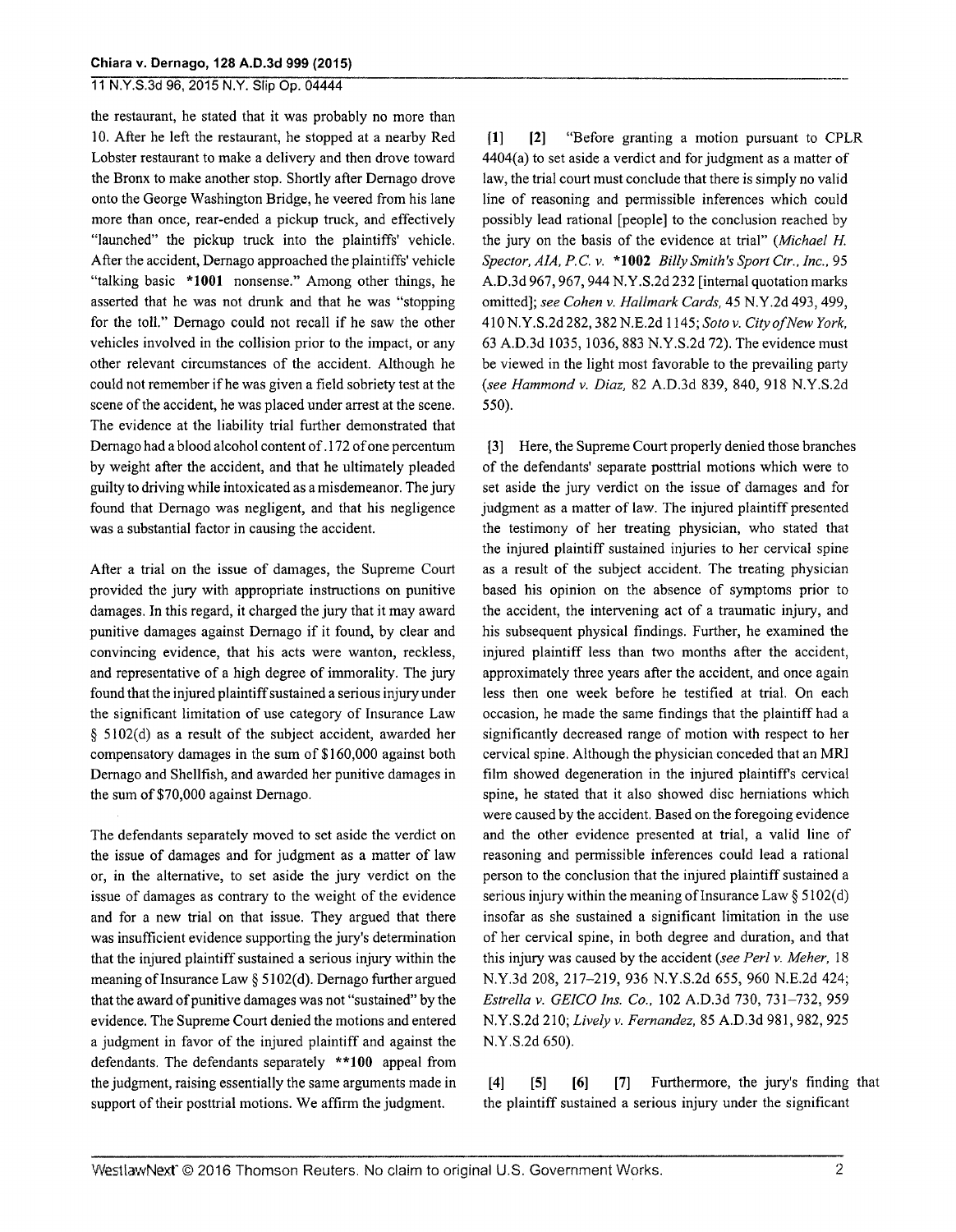the restaurant, he stated that it was probably no more than 10. After he left the restaurant, he stopped at a nearby Red Lobster restaurant to make a delivery and then drove toward the Bronx to make another stop. Shortly after Dernago drove onto the George Washington Bridge, he veered from his lane more than once, rear-ended a pickup truck, and effectively "launched" the pickup truck into the plaintiffs' vehicle. After the accident, Dernago approached the plaintiffs' vehicle "talking basic *1001 nonsense." Among other things, he asserted that he was not drunk and that he was "stopping for the toll." Dernago could not recall if he saw the other vehicles involved in the collision prior to the impact, or any other relevant circumstances of the accident. Although he could not remember if he was given a field sobriety test at the scene of the accident, he was placed under arrest at the scene. The evidence at the liability trial further demonstrated that Dernago had a blood alcohol content of .172 of one percentum by weight after the accident, and that he ultimately pleaded guilty to driving while intoxicated as a misdemeanor. The jury found that Dernago was negligent, and that his negligence was a substantial factor in causing the accident.

After a trial on the issue of damages, the Supreme Court provided the jury with appropriate instructions on punitive damages. In this regard, it charged the jury that it may award punitive damages against Dernago if it found, by clear and convincing evidence, that his acts were wanton, reckless, and representative of a high degree of immorality. The jury found that the injured plaintiff sustained a serious injury under the significant limitation of use category of Insurance Law § 5102(d) as a result of the subject accident, awarded her compensatory damages in the sum of $160,000 against both Dernago and Shellfish, and awarded her punitive damages in the sum of $70,000 against Dernago.

The defendants separately moved to set aside the verdict on the issue of damages and for judgment as a matter of law or, in the alternative, to set aside the jury verdict on the issue of damages as contrary to the weight of the evidence and for a new trial on that issue. They argued that there was insufficient evidence supporting the jury's determination that the injured plaintiff sustained a serious injury within the meaning of Insurance Law § 5102(d). Dernago further argued that the award of punitive damages was not "sustained" by the evidence. The Supreme Court denied the motions and entered a judgment in favor of the injured plaintiff and against the defendants. The defendants separately **100 appeal from the judgment, raising essentially the same arguments made in support of their posttrial motions. We affirm the judgment.

[1] [2] "Before granting a motion pursuant to CPLR 4404(a) to set aside a verdict and for judgment as a matter of law, the trial court must conclude that there is simply no valid line of reasoning and permissible inferences which could possibly lead rational [people] to the conclusion reached by the jury on the basis of the evidence at trial" (*Michael H. Spector, AIA, P.C. v.* *1002 *Billy Smith's Sport Ctr., Inc.*, 95 A.D.3d 967, 967, 944 N.Y.S.2d 232 [internal quotation marks omitted]; *see Cohen v. Hallmark Cards*, 45 N.Y.2d 493, 499, 410 N.Y.S.2d 282, 382 N.E.2d 1145; *Soto v. City of New York*, 63 A.D.3d 1035, 1036, 883 N.Y.S.2d 72). The evidence must be viewed in the light most favorable to the prevailing party (*see Hammond v. Diaz*, 82 A.D.3d 839, 840, 918 N.Y.S.2d 550).

[3] Here, the Supreme Court properly denied those branches of the defendants' separate posttrial motions which were to set aside the jury verdict on the issue of damages and for judgment as a matter of law. The injured plaintiff presented the testimony of her treating physician, who stated that the injured plaintiff sustained injuries to her cervical spine as a result of the subject accident. The treating physician based his opinion on the absence of symptoms prior to the accident, the intervening act of a traumatic injury, and his subsequent physical findings. Further, he examined the injured plaintiff less than two months after the accident, approximately three years after the accident, and once again less then one week before he testified at trial. On each occasion, he made the same findings that the plaintiff had a significantly decreased range of motion with respect to her cervical spine. Although the physician conceded that an MRI film showed degeneration in the injured plaintiff's cervical spine, he stated that it also showed disc herniations which were caused by the accident. Based on the foregoing evidence and the other evidence presented at trial, a valid line of reasoning and permissible inferences could lead a rational person to the conclusion that the injured plaintiff sustained a serious injury within the meaning of Insurance Law § 5102(d) insofar as she sustained a significant limitation in the use of her cervical spine, in both degree and duration, and that this injury was caused by the accident (*see Perl v. Meher*, 18 N.Y.3d 208, 217–219, 936 N.Y.S.2d 655, 960 N.E.2d 424; *Estrella v. GEICO Ins. Co.*, 102 A.D.3d 730, 731–732, 959 N.Y.S.2d 210; *Lively v. Fernandez*, 85 A.D.3d 981, 982, 925 N.Y.S.2d 650).

[4] [5] [6] [7] Furthermore, the jury's finding that the plaintiff sustained a serious injury under the significant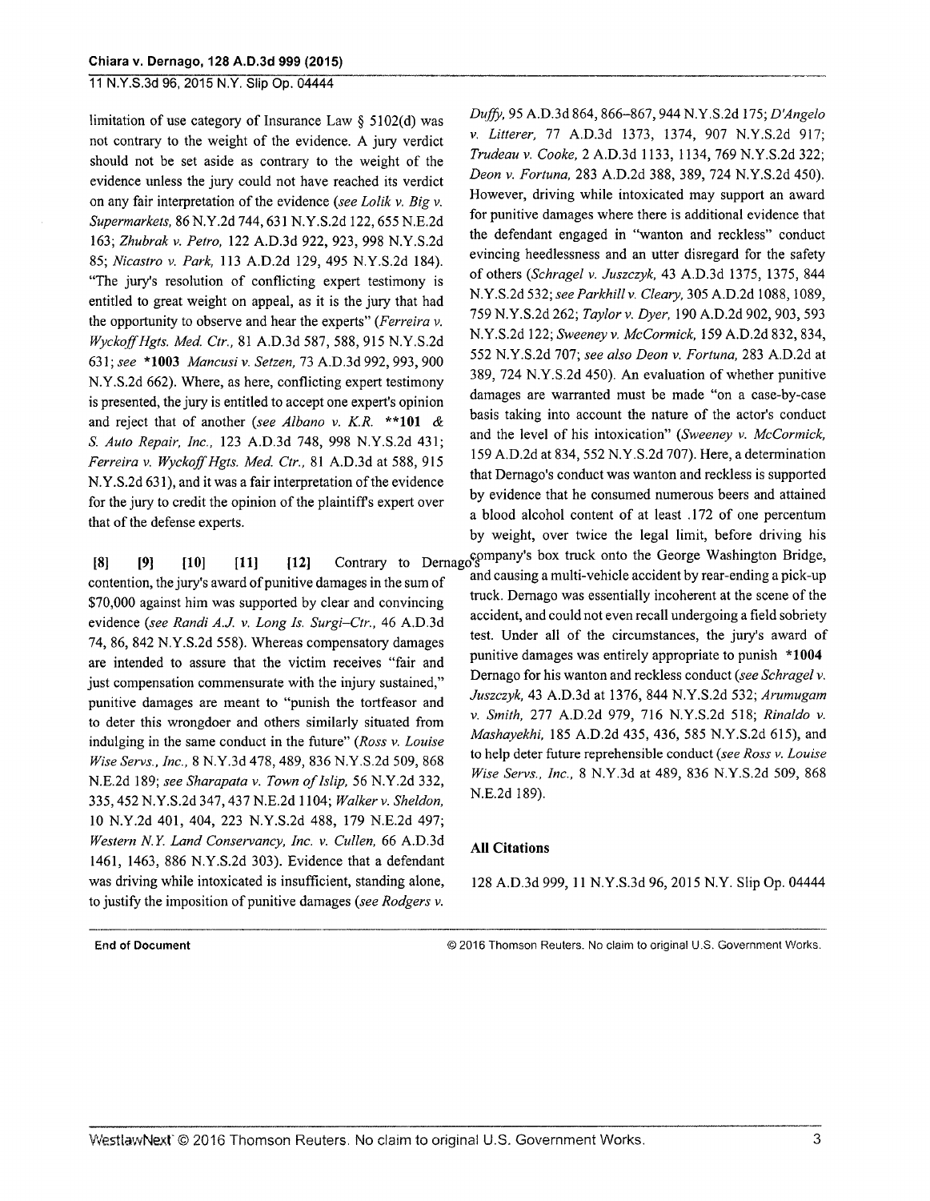limitation of use category of Insurance Law § 5102(d) was not contrary to the weight of the evidence. A jury verdict should not be set aside as contrary to the weight of the evidence unless the jury could not have reached its verdict on any fair interpretation of the evidence (*see Lolik v. Big v. Supermarkets,* 86 N.Y.2d 744, 631 N.Y.S.2d 122, 655 N.E.2d 163; *Zhubrak v. Petro,* 122 A.D.3d 922, 923, 998 N.Y.S.2d 85; *Nicastro v. Park,* 113 A.D.2d 129, 495 N.Y.S.2d 184). "The jury's resolution of conflicting expert testimony is entitled to great weight on appeal, as it is the jury that had the opportunity to observe and hear the experts" (*Ferreira v. Wyckoff Hgts. Med. Ctr.,* 81 A.D.3d 587, 588, 915 N.Y.S.2d 631; *see* **\*1003** *Mancusi v. Setzen,* 73 A.D.3d 992, 993, 900 N.Y.S.2d 662). Where, as here, conflicting expert testimony is presented, the jury is entitled to accept one expert's opinion and reject that of another (*see Albano v. K.R.* **\*\*101** *& S. Auto Repair, Inc.,* 123 A.D.3d 748, 998 N.Y.S.2d 431; *Ferreira v. Wyckoff Hgts. Med. Ctr.,* 81 A.D.3d at 588, 915 N.Y.S.2d 631), and it was a fair interpretation of the evidence for the jury to credit the opinion of the plaintiff's expert over that of the defense experts.

**[8] [9] [10] [11] [12]** Contrary to Dernago's contention, the jury's award of punitive damages in the sum of $70,000 against him was supported by clear and convincing evidence (*see Randi A.J. v. Long Is. Surgi–Ctr.,* 46 A.D.3d 74, 86, 842 N.Y.S.2d 558). Whereas compensatory damages are intended to assure that the victim receives "fair and just compensation commensurate with the injury sustained," punitive damages are meant to "punish the tortfeasor and to deter this wrongdoer and others similarly situated from indulging in the same conduct in the future" (*Ross v. Louise Wise Servs., Inc.,* 8 N.Y.3d 478, 489, 836 N.Y.S.2d 509, 868 N.E.2d 189; *see Sharapata v. Town of Islip,* 56 N.Y.2d 332, 335, 452 N.Y.S.2d 347, 437 N.E.2d 1104; *Walker v. Sheldon,* 10 N.Y.2d 401, 404, 223 N.Y.S.2d 488, 179 N.E.2d 497; *Western N.Y. Land Conservancy, Inc. v. Cullen,* 66 A.D.3d 1461, 1463, 886 N.Y.S.2d 303). Evidence that a defendant was driving while intoxicated is insufficient, standing alone, to justify the imposition of punitive damages (*see Rodgers v. Duffy,* 95 A.D.3d 864, 866–867, 944 N.Y.S.2d 175; *D'Angelo v. Litterer,* 77 A.D.3d 1373, 1374, 907 N.Y.S.2d 917; *Trudeau v. Cooke,* 2 A.D.3d 1133, 1134, 769 N.Y.S.2d 322; *Deon v. Fortuna,* 283 A.D.2d 388, 389, 724 N.Y.S.2d 450). However, driving while intoxicated may support an award for punitive damages where there is additional evidence that the defendant engaged in "wanton and reckless" conduct evincing heedlessness and an utter disregard for the safety of others (*Schragel v. Juszczyk,* 43 A.D.3d 1375, 1375, 844 N.Y.S.2d 532; *see Parkhill v. Cleary,* 305 A.D.2d 1088, 1089, 759 N.Y.S.2d 262; *Taylor v. Dyer,* 190 A.D.2d 902, 903, 593 N.Y.S.2d 122; *Sweeney v. McCormick,* 159 A.D.2d 832, 834, 552 N.Y.S.2d 707; *see also Deon v. Fortuna,* 283 A.D.2d at 389, 724 N.Y.S.2d 450). An evaluation of whether punitive damages are warranted must be made "on a case-by-case basis taking into account the nature of the actor's conduct and the level of his intoxication" (*Sweeney v. McCormick,* 159 A.D.2d at 834, 552 N.Y.S.2d 707). Here, a determination that Dernago's conduct was wanton and reckless is supported by evidence that he consumed numerous beers and attained a blood alcohol content of at least .172 of one percentum by weight, over twice the legal limit, before driving his company's box truck onto the George Washington Bridge, and causing a multi-vehicle accident by rear-ending a pick-up truck. Dernago was essentially incoherent at the scene of the accident, and could not even recall undergoing a field sobriety test. Under all of the circumstances, the jury's award of punitive damages was entirely appropriate to punish **\*1004** Dernago for his wanton and reckless conduct (*see Schragel v. Juszczyk,* 43 A.D.3d at 1376, 844 N.Y.S.2d 532; *Arumugam v. Smith,* 277 A.D.2d 979, 716 N.Y.S.2d 518; *Rinaldo v. Mashayekhi,* 185 A.D.2d 435, 436, 585 N.Y.S.2d 615), and to help deter future reprehensible conduct (*see Ross v. Louise Wise Servs., Inc.,* 8 N.Y.3d at 489, 836 N.Y.S.2d 509, 868 N.E.2d 189).

## All Citations

128 A.D.3d 999, 11 N.Y.S.3d 96, 2015 N.Y. Slip Op. 04444

**End of Document**

© 2016 Thomson Reuters. No claim to original U.S. Government Works.